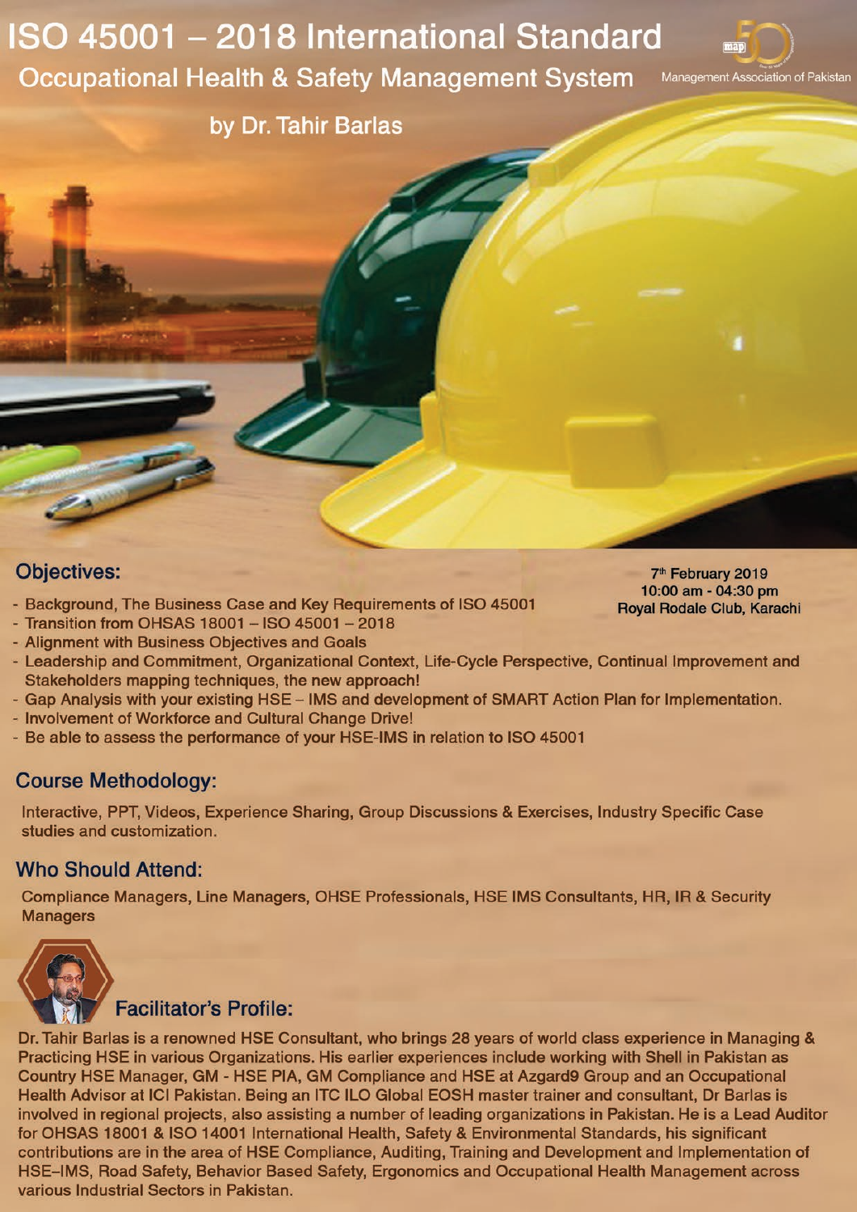# ISO 45001 – 2018 International Standard

## Occupational Health & Safety Management System

Management Association of Pakistan

by Dr. Tahir Barlas

7th February 2019
10:00 am - 04:30 pm
Royal Rodale Club, Karachi

## Objectives:

- Background, The Business Case and Key Requirements of ISO 45001
- Transition from OHSAS 18001 – ISO 45001 – 2018
- Alignment with Business Objectives and Goals
- Leadership and Commitment, Organizational Context, Life-Cycle Perspective, Continual Improvement and Stakeholders mapping techniques, the new approach!
- Gap Analysis with your existing HSE – IMS and development of SMART Action Plan for Implementation.
- Involvement of Workforce and Cultural Change Drive!
- Be able to assess the performance of your HSE-IMS in relation to ISO 45001

## Course Methodology:

Interactive, PPT, Videos, Experience Sharing, Group Discussions & Exercises, Industry Specific Case studies and customization.

## Who Should Attend:

Compliance Managers, Line Managers, OHSE Professionals, HSE IMS Consultants, HR, IR & Security Managers

## Facilitator's Profile:

Dr. Tahir Barlas is a renowned HSE Consultant, who brings 28 years of world class experience in Managing & Practicing HSE in various Organizations. His earlier experiences include working with Shell in Pakistan as Country HSE Manager, GM - HSE PIA, GM Compliance and HSE at Azgard9 Group and an Occupational Health Advisor at ICI Pakistan. Being an ITC ILO Global EOSH master trainer and consultant, Dr Barlas is involved in regional projects, also assisting a number of leading organizations in Pakistan. He is a Lead Auditor for OHSAS 18001 & ISO 14001 International Health, Safety & Environmental Standards, his significant contributions are in the area of HSE Compliance, Auditing, Training and Development and Implementation of HSE–IMS, Road Safety, Behavior Based Safety, Ergonomics and Occupational Health Management across various Industrial Sectors in Pakistan.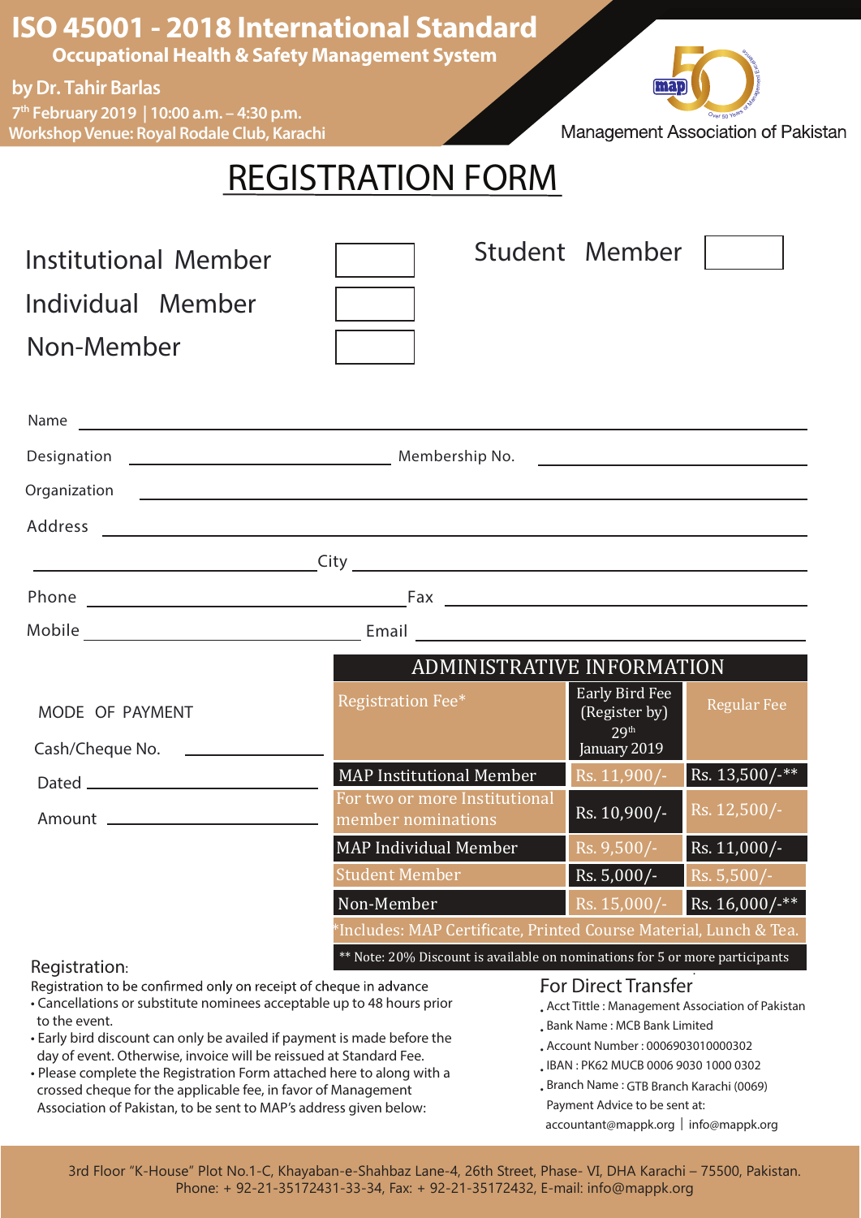# ISO 45001 - 2018 International Standard

**Occupational Health & Safety Management System**

**by Dr. Tahir Barlas**

**7th February 2019 | 10:00 a.m. – 4:30 p.m.**

**Workshop Venue: Royal Rodale Club, Karachi**

Management Association of Pakistan

## REGISTRATION FORM

Institutional Member ☐

Individual Member ☐

Non-Member ☐

Student Member ☐

Name ______________________________

Designation ______________ Membership No. ______________

Organization ______________________________

Address ______________________________

______________ City ______________

Phone ______________ Fax ______________

Mobile ______________ Email ______________

MODE OF PAYMENT

Cash/Cheque No. ______________

Dated ______________

Amount ______________

| ADMINISTRATIVE INFORMATION | | |
|---|---|---|
| Registration Fee* | Early Bird Fee (Register by) 29th January 2019 | Regular Fee |
| MAP Institutional Member | Rs. 11,900/- | Rs. 13,500/-** |
| For two or more Institutional member nominations | Rs. 10,900/- | Rs. 12,500/- |
| MAP Individual Member | Rs. 9,500/- | Rs. 11,000/- |
| Student Member | Rs. 5,000/- | Rs. 5,500/- |
| Non-Member | Rs. 15,000/- | Rs. 16,000/-** |

*Includes: MAP Certificate, Printed Course Material, Lunch & Tea.

** Note: 20% Discount is available on nominations for 5 or more participants

### Registration:

Registration to be confirmed only on receipt of cheque in advance

- Cancellations or substitute nominees acceptable up to 48 hours prior to the event.
- Early bird discount can only be availed if payment is made before the day of event. Otherwise, invoice will be reissued at Standard Fee.
- Please complete the Registration Form attached here to along with a crossed cheque for the applicable fee, in favor of Management Association of Pakistan, to be sent to MAP's address given below:

### For Direct Transfer

- Acct Tittle : Management Association of Pakistan
- Bank Name : MCB Bank Limited
- Account Number : 0006903010000302
- IBAN : PK62 MUCB 0006 9030 1000 0302
- Branch Name : GTB Branch Karachi (0069)

Payment Advice to be sent at:
accountant@mappk.org | info@mappk.org

3rd Floor "K-House" Plot No.1-C, Khayaban-e-Shahbaz Lane-4, 26th Street, Phase- VI, DHA Karachi – 75500, Pakistan.
Phone: + 92-21-35172431-33-34, Fax: + 92-21-35172432, E-mail: info@mappk.org